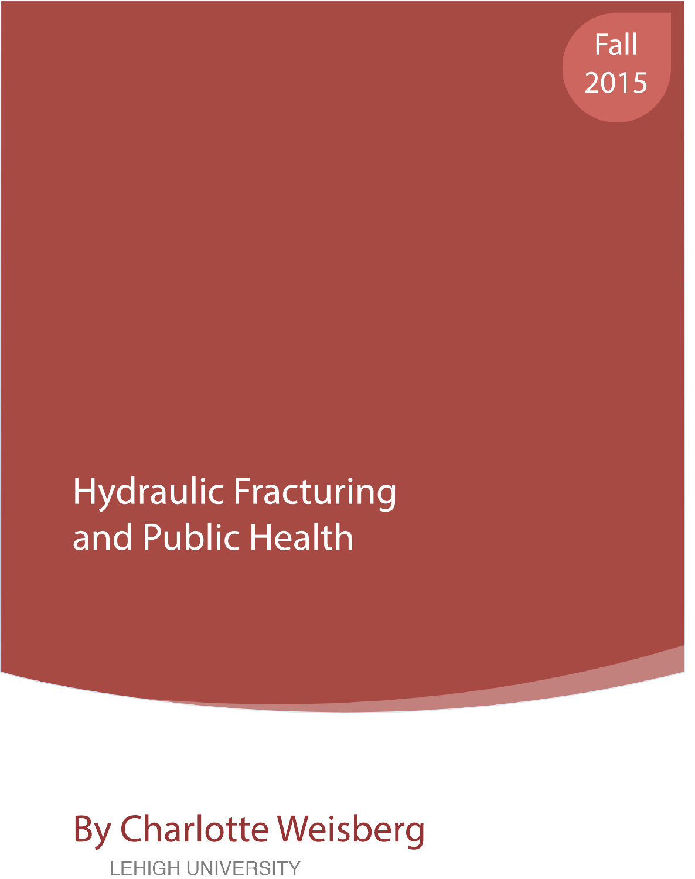Fall 2015

# Hydraulic Fracturing and Public Health

## By Charlotte Weisberg

LEHIGH UNIVERSITY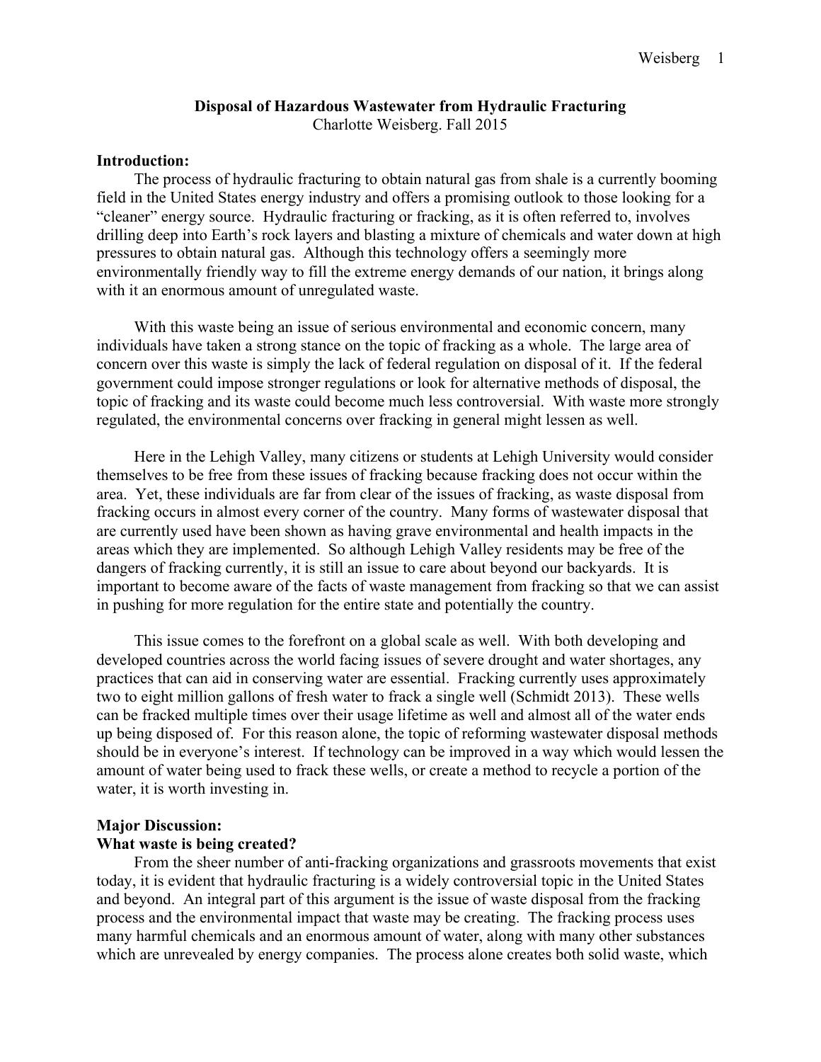# Disposal of Hazardous Wastewater from Hydraulic Fracturing

Charlotte Weisberg. Fall 2015

**Introduction:**

The process of hydraulic fracturing to obtain natural gas from shale is a currently booming field in the United States energy industry and offers a promising outlook to those looking for a "cleaner" energy source. Hydraulic fracturing or fracking, as it is often referred to, involves drilling deep into Earth's rock layers and blasting a mixture of chemicals and water down at high pressures to obtain natural gas. Although this technology offers a seemingly more environmentally friendly way to fill the extreme energy demands of our nation, it brings along with it an enormous amount of unregulated waste.

With this waste being an issue of serious environmental and economic concern, many individuals have taken a strong stance on the topic of fracking as a whole. The large area of concern over this waste is simply the lack of federal regulation on disposal of it. If the federal government could impose stronger regulations or look for alternative methods of disposal, the topic of fracking and its waste could become much less controversial. With waste more strongly regulated, the environmental concerns over fracking in general might lessen as well.

Here in the Lehigh Valley, many citizens or students at Lehigh University would consider themselves to be free from these issues of fracking because fracking does not occur within the area. Yet, these individuals are far from clear of the issues of fracking, as waste disposal from fracking occurs in almost every corner of the country. Many forms of wastewater disposal that are currently used have been shown as having grave environmental and health impacts in the areas which they are implemented. So although Lehigh Valley residents may be free of the dangers of fracking currently, it is still an issue to care about beyond our backyards. It is important to become aware of the facts of waste management from fracking so that we can assist in pushing for more regulation for the entire state and potentially the country.

This issue comes to the forefront on a global scale as well. With both developing and developed countries across the world facing issues of severe drought and water shortages, any practices that can aid in conserving water are essential. Fracking currently uses approximately two to eight million gallons of fresh water to frack a single well (Schmidt 2013). These wells can be fracked multiple times over their usage lifetime as well and almost all of the water ends up being disposed of. For this reason alone, the topic of reforming wastewater disposal methods should be in everyone's interest. If technology can be improved in a way which would lessen the amount of water being used to frack these wells, or create a method to recycle a portion of the water, it is worth investing in.

**Major Discussion:**

**What waste is being created?**

From the sheer number of anti-fracking organizations and grassroots movements that exist today, it is evident that hydraulic fracturing is a widely controversial topic in the United States and beyond. An integral part of this argument is the issue of waste disposal from the fracking process and the environmental impact that waste may be creating. The fracking process uses many harmful chemicals and an enormous amount of water, along with many other substances which are unrevealed by energy companies. The process alone creates both solid waste, which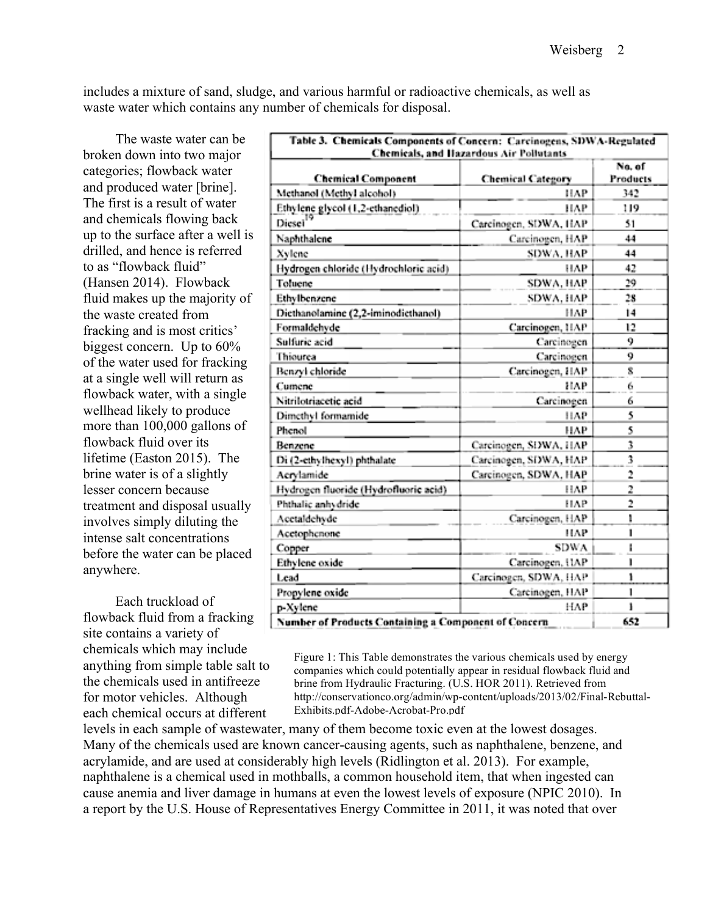includes a mixture of sand, sludge, and various harmful or radioactive chemicals, as well as waste water which contains any number of chemicals for disposal.

The waste water can be broken down into two major categories; flowback water and produced water [brine]. The first is a result of water and chemicals flowing back up to the surface after a well is drilled, and hence is referred to as "flowback fluid" (Hansen 2014). Flowback fluid makes up the majority of the waste created from fracking and is most critics' biggest concern. Up to 60% of the water used for fracking at a single well will return as flowback water, with a single wellhead likely to produce more than 100,000 gallons of flowback fluid over its lifetime (Easton 2015). The brine water is of a slightly lesser concern because treatment and disposal usually involves simply diluting the intense salt concentrations before the water can be placed anywhere.

**Table 3. Chemicals Components of Concern: Carcinogens, SDWA-Regulated Chemicals, and Hazardous Air Pollutants**

| Chemical Component | Chemical Category | No. of Products |
|---|---|---|
| Methanol (Methyl alcohol) | HAP | 342 |
| Ethylene glycol (1,2-ethanediol) | HAP | 119 |
| Diesel[19] | Carcinogen, SDWA, HAP | 51 |
| Naphthalene | Carcinogen, HAP | 44 |
| Xylene | SDWA, HAP | 44 |
| Hydrogen chloride (Hydrochloric acid) | HAP | 42 |
| Toluene | SDWA, HAP | 29 |
| Ethylbenzene | SDWA, HAP | 28 |
| Diethanolamine (2,2-iminodiethanol) | HAP | 14 |
| Formaldehyde | Carcinogen, HAP | 12 |
| Sulfuric acid | Carcinogen | 9 |
| Thiourea | Carcinogen | 9 |
| Benzyl chloride | Carcinogen, HAP | 8 |
| Cumene | HAP | 6 |
| Nitrilotriacetic acid | Carcinogen | 6 |
| Dimethyl formamide | HAP | 5 |
| Phenol | HAP | 5 |
| Benzene | Carcinogen, SDWA, HAP | 3 |
| Di (2-ethylhexyl) phthalate | Carcinogen, SDWA, HAP | 3 |
| Acrylamide | Carcinogen, SDWA, HAP | 2 |
| Hydrogen fluoride (Hydrofluoric acid) | HAP | 2 |
| Phthalic anhydride | HAP | 2 |
| Acetaldehyde | Carcinogen, HAP | 1 |
| Acetophenone | HAP | 1 |
| Copper | SDWA | 1 |
| Ethylene oxide | Carcinogen, HAP | 1 |
| Lead | Carcinogen, SDWA, HAP | 1 |
| Propylene oxide | Carcinogen, HAP | 1 |
| p-Xylene | HAP | 1 |
| Number of Products Containing a Component of Concern | | 652 |

Figure 1: This Table demonstrates the various chemicals used by energy companies which could potentially appear in residual flowback fluid and brine from Hydraulic Fracturing. (U.S. HOR 2011). Retrieved from http://conservationco.org/admin/wp-content/uploads/2013/02/Final-Rebuttal-Exhibits.pdf-Adobe-Acrobat-Pro.pdf

Each truckload of flowback fluid from a fracking site contains a variety of chemicals which may include anything from simple table salt to the chemicals used in antifreeze for motor vehicles. Although each chemical occurs at different levels in each sample of wastewater, many of them become toxic even at the lowest dosages. Many of the chemicals used are known cancer-causing agents, such as naphthalene, benzene, and acrylamide, and are used at considerably high levels (Ridlington et al. 2013). For example, naphthalene is a chemical used in mothballs, a common household item, that when ingested can cause anemia and liver damage in humans at even the lowest levels of exposure (NPIC 2010). In a report by the U.S. House of Representatives Energy Committee in 2011, it was noted that over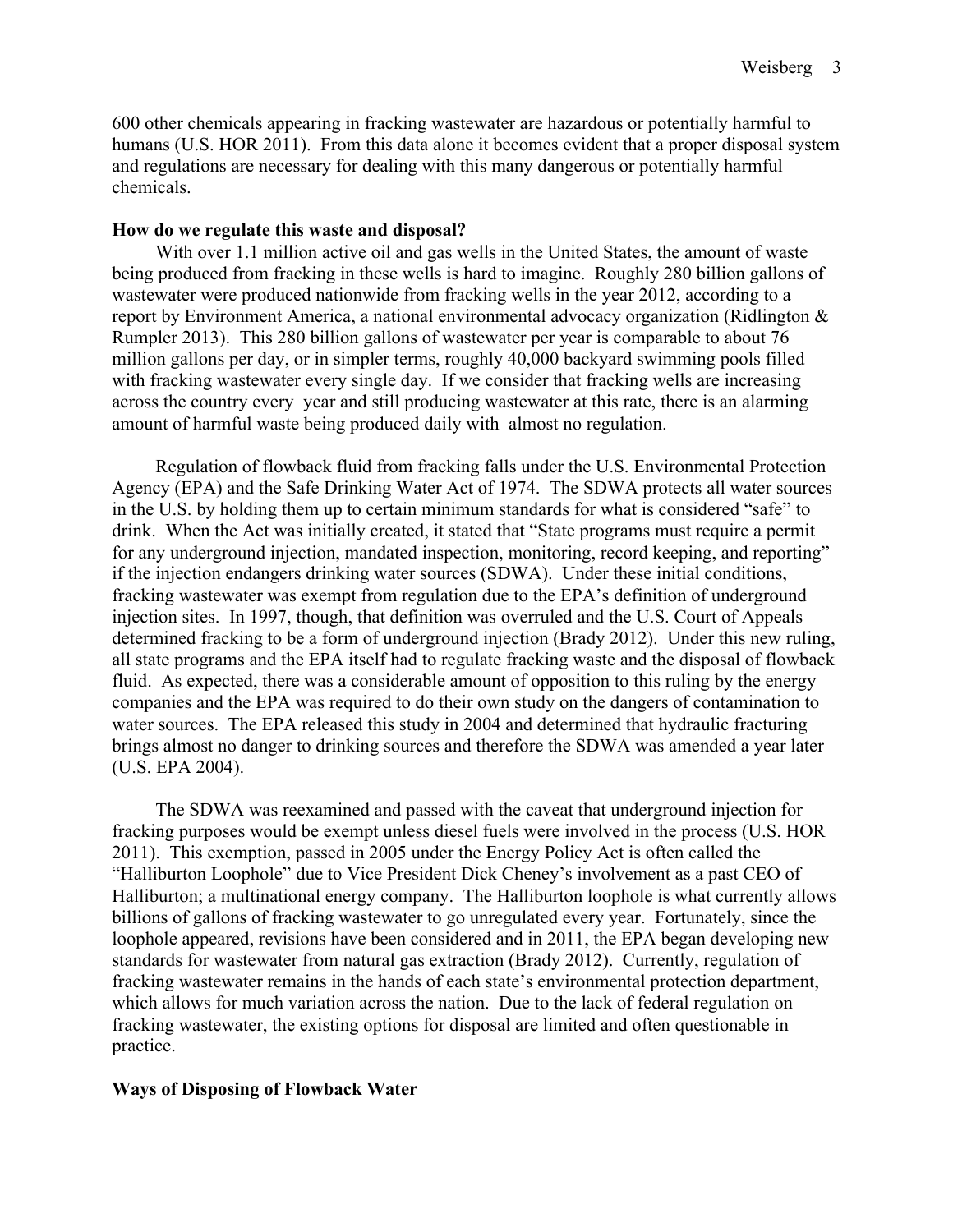600 other chemicals appearing in fracking wastewater are hazardous or potentially harmful to humans (U.S. HOR 2011). From this data alone it becomes evident that a proper disposal system and regulations are necessary for dealing with this many dangerous or potentially harmful chemicals.

**How do we regulate this waste and disposal?**

With over 1.1 million active oil and gas wells in the United States, the amount of waste being produced from fracking in these wells is hard to imagine. Roughly 280 billion gallons of wastewater were produced nationwide from fracking wells in the year 2012, according to a report by Environment America, a national environmental advocacy organization (Ridlington & Rumpler 2013). This 280 billion gallons of wastewater per year is comparable to about 76 million gallons per day, or in simpler terms, roughly 40,000 backyard swimming pools filled with fracking wastewater every single day. If we consider that fracking wells are increasing across the country every year and still producing wastewater at this rate, there is an alarming amount of harmful waste being produced daily with almost no regulation.

Regulation of flowback fluid from fracking falls under the U.S. Environmental Protection Agency (EPA) and the Safe Drinking Water Act of 1974. The SDWA protects all water sources in the U.S. by holding them up to certain minimum standards for what is considered "safe" to drink. When the Act was initially created, it stated that "State programs must require a permit for any underground injection, mandated inspection, monitoring, record keeping, and reporting" if the injection endangers drinking water sources (SDWA). Under these initial conditions, fracking wastewater was exempt from regulation due to the EPA's definition of underground injection sites. In 1997, though, that definition was overruled and the U.S. Court of Appeals determined fracking to be a form of underground injection (Brady 2012). Under this new ruling, all state programs and the EPA itself had to regulate fracking waste and the disposal of flowback fluid. As expected, there was a considerable amount of opposition to this ruling by the energy companies and the EPA was required to do their own study on the dangers of contamination to water sources. The EPA released this study in 2004 and determined that hydraulic fracturing brings almost no danger to drinking sources and therefore the SDWA was amended a year later (U.S. EPA 2004).

The SDWA was reexamined and passed with the caveat that underground injection for fracking purposes would be exempt unless diesel fuels were involved in the process (U.S. HOR 2011). This exemption, passed in 2005 under the Energy Policy Act is often called the "Halliburton Loophole" due to Vice President Dick Cheney's involvement as a past CEO of Halliburton; a multinational energy company. The Halliburton loophole is what currently allows billions of gallons of fracking wastewater to go unregulated every year. Fortunately, since the loophole appeared, revisions have been considered and in 2011, the EPA began developing new standards for wastewater from natural gas extraction (Brady 2012). Currently, regulation of fracking wastewater remains in the hands of each state's environmental protection department, which allows for much variation across the nation. Due to the lack of federal regulation on fracking wastewater, the existing options for disposal are limited and often questionable in practice.

**Ways of Disposing of Flowback Water**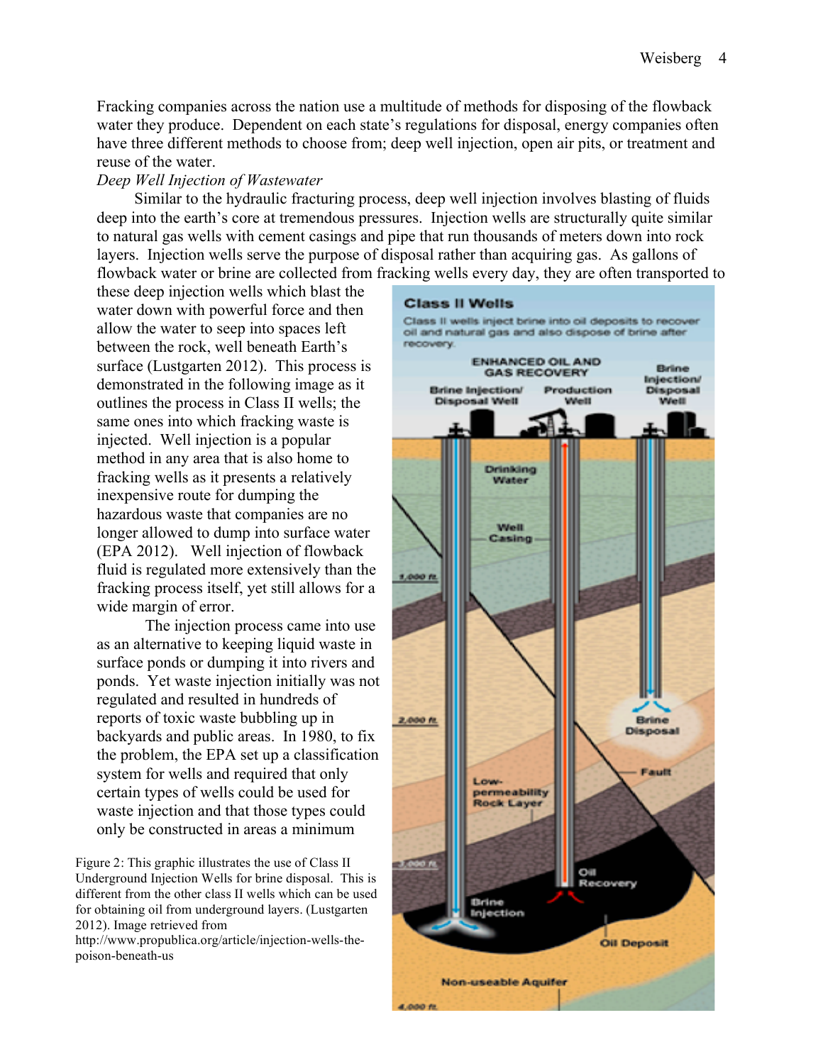Fracking companies across the nation use a multitude of methods for disposing of the flowback water they produce. Dependent on each state's regulations for disposal, energy companies often have three different methods to choose from; deep well injection, open air pits, or treatment and reuse of the water.

*Deep Well Injection of Wastewater*

Similar to the hydraulic fracturing process, deep well injection involves blasting of fluids deep into the earth's core at tremendous pressures. Injection wells are structurally quite similar to natural gas wells with cement casings and pipe that run thousands of meters down into rock layers. Injection wells serve the purpose of disposal rather than acquiring gas. As gallons of flowback water or brine are collected from fracking wells every day, they are often transported to these deep injection wells which blast the water down with powerful force and then allow the water to seep into spaces left between the rock, well beneath Earth's surface (Lustgarten 2012). This process is demonstrated in the following image as it outlines the process in Class II wells; the same ones into which fracking waste is injected. Well injection is a popular method in any area that is also home to fracking wells as it presents a relatively inexpensive route for dumping the hazardous waste that companies are no longer allowed to dump into surface water (EPA 2012). Well injection of flowback fluid is regulated more extensively than the fracking process itself, yet still allows for a wide margin of error.

The injection process came into use as an alternative to keeping liquid waste in surface ponds or dumping it into rivers and ponds. Yet waste injection initially was not regulated and resulted in hundreds of reports of toxic waste bubbling up in backyards and public areas. In 1980, to fix the problem, the EPA set up a classification system for wells and required that only certain types of wells could be used for waste injection and that those types could only be constructed in areas a minimum

Figure 2: This graphic illustrates the use of Class II Underground Injection Wells for brine disposal. This is different from the other class II wells which can be used for obtaining oil from underground layers. (Lustgarten 2012). Image retrieved from http://www.propublica.org/article/injection-wells-the-poison-beneath-us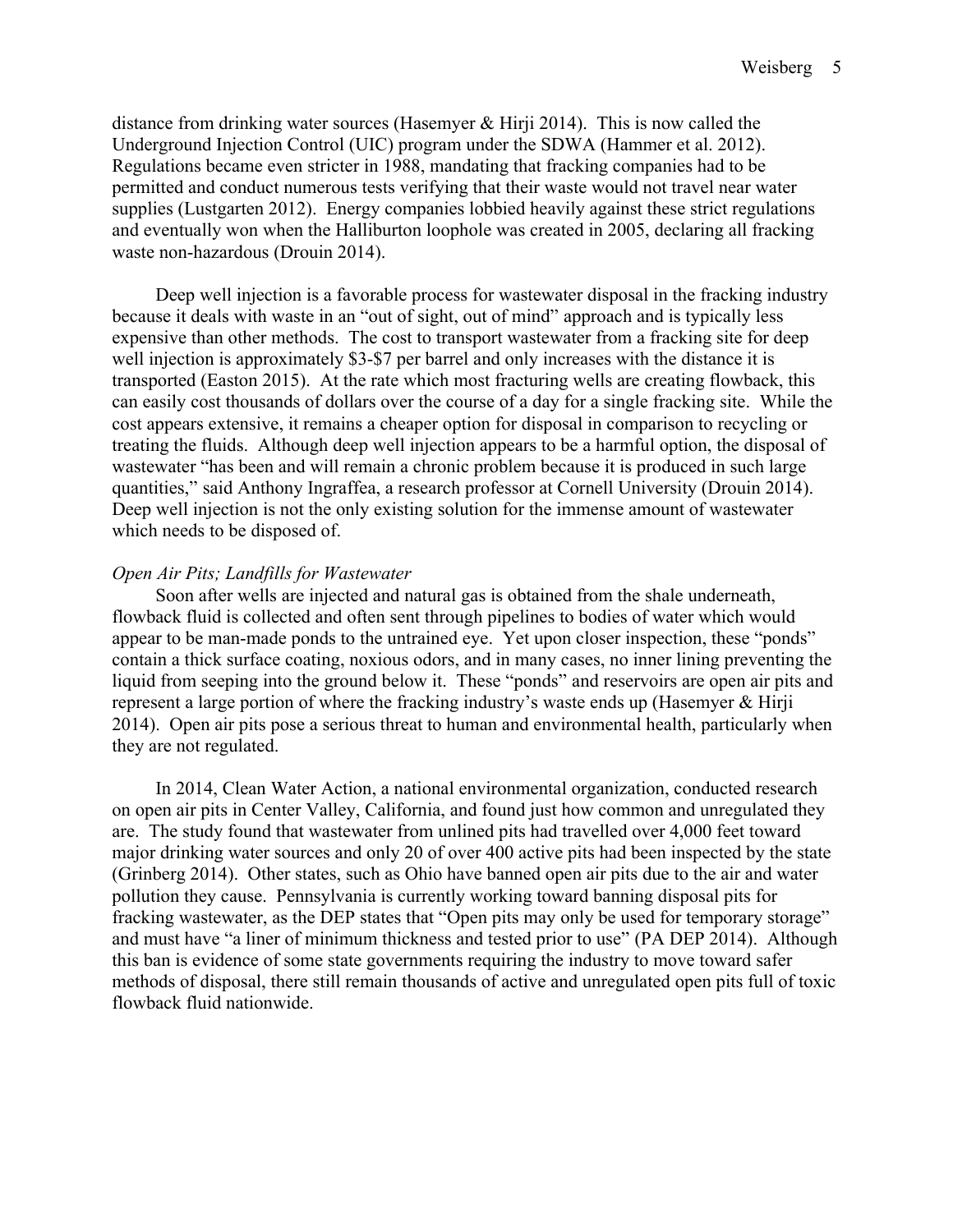distance from drinking water sources (Hasemyer & Hirji 2014). This is now called the Underground Injection Control (UIC) program under the SDWA (Hammer et al. 2012). Regulations became even stricter in 1988, mandating that fracking companies had to be permitted and conduct numerous tests verifying that their waste would not travel near water supplies (Lustgarten 2012). Energy companies lobbied heavily against these strict regulations and eventually won when the Halliburton loophole was created in 2005, declaring all fracking waste non-hazardous (Drouin 2014).

Deep well injection is a favorable process for wastewater disposal in the fracking industry because it deals with waste in an "out of sight, out of mind" approach and is typically less expensive than other methods. The cost to transport wastewater from a fracking site for deep well injection is approximately $3-$7 per barrel and only increases with the distance it is transported (Easton 2015). At the rate which most fracturing wells are creating flowback, this can easily cost thousands of dollars over the course of a day for a single fracking site. While the cost appears extensive, it remains a cheaper option for disposal in comparison to recycling or treating the fluids. Although deep well injection appears to be a harmful option, the disposal of wastewater "has been and will remain a chronic problem because it is produced in such large quantities," said Anthony Ingraffea, a research professor at Cornell University (Drouin 2014). Deep well injection is not the only existing solution for the immense amount of wastewater which needs to be disposed of.

*Open Air Pits; Landfills for Wastewater*

Soon after wells are injected and natural gas is obtained from the shale underneath, flowback fluid is collected and often sent through pipelines to bodies of water which would appear to be man-made ponds to the untrained eye. Yet upon closer inspection, these "ponds" contain a thick surface coating, noxious odors, and in many cases, no inner lining preventing the liquid from seeping into the ground below it. These "ponds" and reservoirs are open air pits and represent a large portion of where the fracking industry's waste ends up (Hasemyer & Hirji 2014). Open air pits pose a serious threat to human and environmental health, particularly when they are not regulated.

In 2014, Clean Water Action, a national environmental organization, conducted research on open air pits in Center Valley, California, and found just how common and unregulated they are. The study found that wastewater from unlined pits had travelled over 4,000 feet toward major drinking water sources and only 20 of over 400 active pits had been inspected by the state (Grinberg 2014). Other states, such as Ohio have banned open air pits due to the air and water pollution they cause. Pennsylvania is currently working toward banning disposal pits for fracking wastewater, as the DEP states that "Open pits may only be used for temporary storage" and must have "a liner of minimum thickness and tested prior to use" (PA DEP 2014). Although this ban is evidence of some state governments requiring the industry to move toward safer methods of disposal, there still remain thousands of active and unregulated open pits full of toxic flowback fluid nationwide.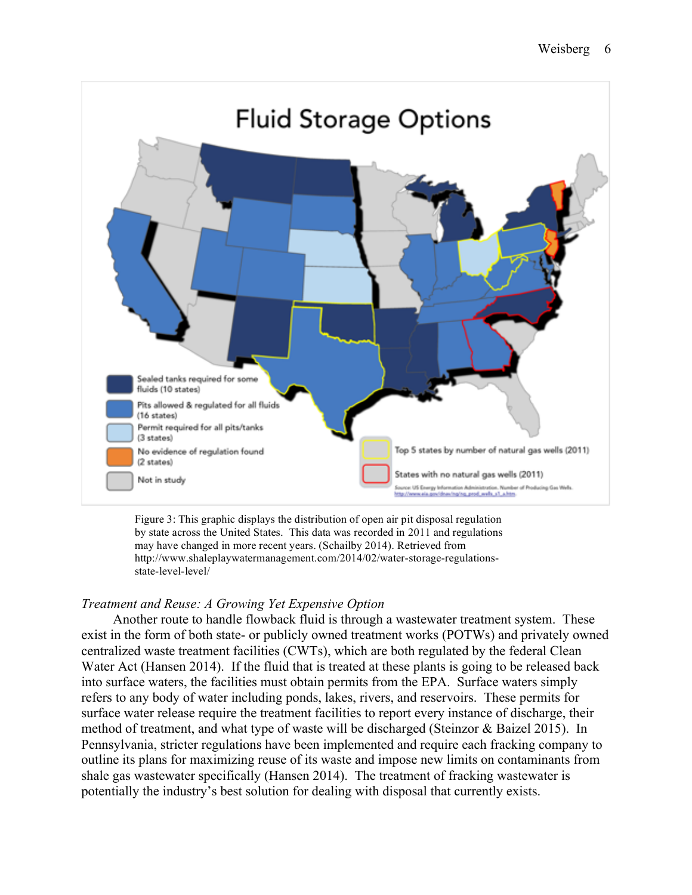Figure 3: This graphic displays the distribution of open air pit disposal regulation by state across the United States. This data was recorded in 2011 and regulations may have changed in more recent years. (Schailby 2014). Retrieved from http://www.shaleplaywatermanagement.com/2014/02/water-storage-regulations-state-level-level/

*Treatment and Reuse: A Growing Yet Expensive Option*

Another route to handle flowback fluid is through a wastewater treatment system. These exist in the form of both state- or publicly owned treatment works (POTWs) and privately owned centralized waste treatment facilities (CWTs), which are both regulated by the federal Clean Water Act (Hansen 2014). If the fluid that is treated at these plants is going to be released back into surface waters, the facilities must obtain permits from the EPA. Surface waters simply refers to any body of water including ponds, lakes, rivers, and reservoirs. These permits for surface water release require the treatment facilities to report every instance of discharge, their method of treatment, and what type of waste will be discharged (Steinzor & Baizel 2015). In Pennsylvania, stricter regulations have been implemented and require each fracking company to outline its plans for maximizing reuse of its waste and impose new limits on contaminants from shale gas wastewater specifically (Hansen 2014). The treatment of fracking wastewater is potentially the industry's best solution for dealing with disposal that currently exists.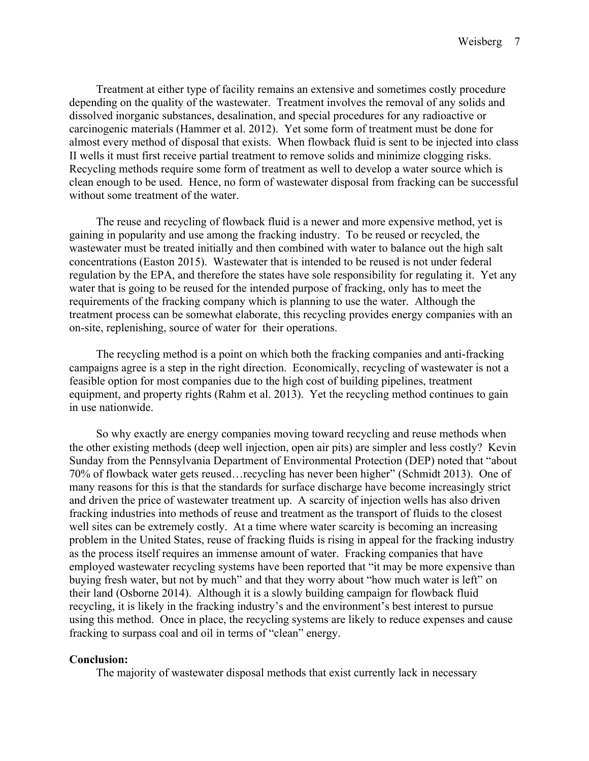Treatment at either type of facility remains an extensive and sometimes costly procedure depending on the quality of the wastewater. Treatment involves the removal of any solids and dissolved inorganic substances, desalination, and special procedures for any radioactive or carcinogenic materials (Hammer et al. 2012). Yet some form of treatment must be done for almost every method of disposal that exists. When flowback fluid is sent to be injected into class II wells it must first receive partial treatment to remove solids and minimize clogging risks. Recycling methods require some form of treatment as well to develop a water source which is clean enough to be used. Hence, no form of wastewater disposal from fracking can be successful without some treatment of the water.

The reuse and recycling of flowback fluid is a newer and more expensive method, yet is gaining in popularity and use among the fracking industry. To be reused or recycled, the wastewater must be treated initially and then combined with water to balance out the high salt concentrations (Easton 2015). Wastewater that is intended to be reused is not under federal regulation by the EPA, and therefore the states have sole responsibility for regulating it. Yet any water that is going to be reused for the intended purpose of fracking, only has to meet the requirements of the fracking company which is planning to use the water. Although the treatment process can be somewhat elaborate, this recycling provides energy companies with an on-site, replenishing, source of water for their operations.

The recycling method is a point on which both the fracking companies and anti-fracking campaigns agree is a step in the right direction. Economically, recycling of wastewater is not a feasible option for most companies due to the high cost of building pipelines, treatment equipment, and property rights (Rahm et al. 2013). Yet the recycling method continues to gain in use nationwide.

So why exactly are energy companies moving toward recycling and reuse methods when the other existing methods (deep well injection, open air pits) are simpler and less costly? Kevin Sunday from the Pennsylvania Department of Environmental Protection (DEP) noted that "about 70% of flowback water gets reused…recycling has never been higher" (Schmidt 2013). One of many reasons for this is that the standards for surface discharge have become increasingly strict and driven the price of wastewater treatment up. A scarcity of injection wells has also driven fracking industries into methods of reuse and treatment as the transport of fluids to the closest well sites can be extremely costly. At a time where water scarcity is becoming an increasing problem in the United States, reuse of fracking fluids is rising in appeal for the fracking industry as the process itself requires an immense amount of water. Fracking companies that have employed wastewater recycling systems have been reported that "it may be more expensive than buying fresh water, but not by much" and that they worry about "how much water is left" on their land (Osborne 2014). Although it is a slowly building campaign for flowback fluid recycling, it is likely in the fracking industry's and the environment's best interest to pursue using this method. Once in place, the recycling systems are likely to reduce expenses and cause fracking to surpass coal and oil in terms of "clean" energy.

**Conclusion:**

The majority of wastewater disposal methods that exist currently lack in necessary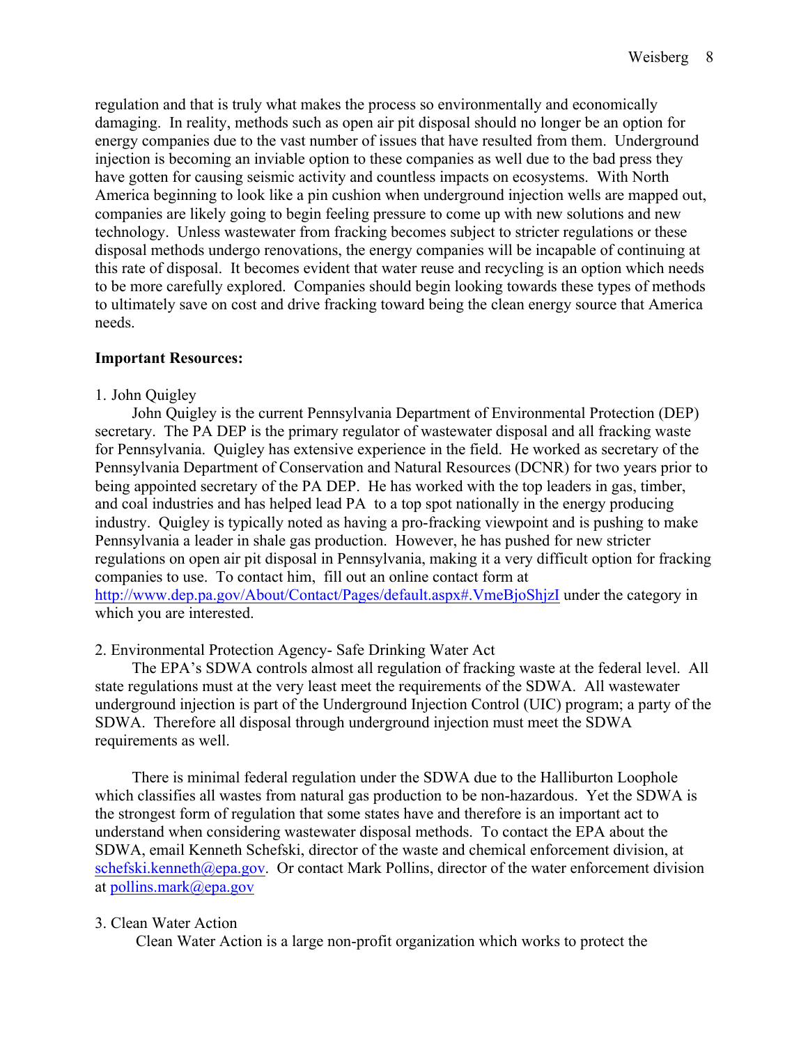regulation and that is truly what makes the process so environmentally and economically damaging. In reality, methods such as open air pit disposal should no longer be an option for energy companies due to the vast number of issues that have resulted from them. Underground injection is becoming an inviable option to these companies as well due to the bad press they have gotten for causing seismic activity and countless impacts on ecosystems. With North America beginning to look like a pin cushion when underground injection wells are mapped out, companies are likely going to begin feeling pressure to come up with new solutions and new technology. Unless wastewater from fracking becomes subject to stricter regulations or these disposal methods undergo renovations, the energy companies will be incapable of continuing at this rate of disposal. It becomes evident that water reuse and recycling is an option which needs to be more carefully explored. Companies should begin looking towards these types of methods to ultimately save on cost and drive fracking toward being the clean energy source that America needs.

**Important Resources:**

1. John Quigley

John Quigley is the current Pennsylvania Department of Environmental Protection (DEP) secretary. The PA DEP is the primary regulator of wastewater disposal and all fracking waste for Pennsylvania. Quigley has extensive experience in the field. He worked as secretary of the Pennsylvania Department of Conservation and Natural Resources (DCNR) for two years prior to being appointed secretary of the PA DEP. He has worked with the top leaders in gas, timber, and coal industries and has helped lead PA to a top spot nationally in the energy producing industry. Quigley is typically noted as having a pro-fracking viewpoint and is pushing to make Pennsylvania a leader in shale gas production. However, he has pushed for new stricter regulations on open air pit disposal in Pennsylvania, making it a very difficult option for fracking companies to use. To contact him, fill out an online contact form at http://www.dep.pa.gov/About/Contact/Pages/default.aspx#.VmeBjoShjzI under the category in which you are interested.

2. Environmental Protection Agency- Safe Drinking Water Act

The EPA's SDWA controls almost all regulation of fracking waste at the federal level. All state regulations must at the very least meet the requirements of the SDWA. All wastewater underground injection is part of the Underground Injection Control (UIC) program; a party of the SDWA. Therefore all disposal through underground injection must meet the SDWA requirements as well.

There is minimal federal regulation under the SDWA due to the Halliburton Loophole which classifies all wastes from natural gas production to be non-hazardous. Yet the SDWA is the strongest form of regulation that some states have and therefore is an important act to understand when considering wastewater disposal methods. To contact the EPA about the SDWA, email Kenneth Schefski, director of the waste and chemical enforcement division, at schefski.kenneth@epa.gov. Or contact Mark Pollins, director of the water enforcement division at pollins.mark@epa.gov

3. Clean Water Action

Clean Water Action is a large non-profit organization which works to protect the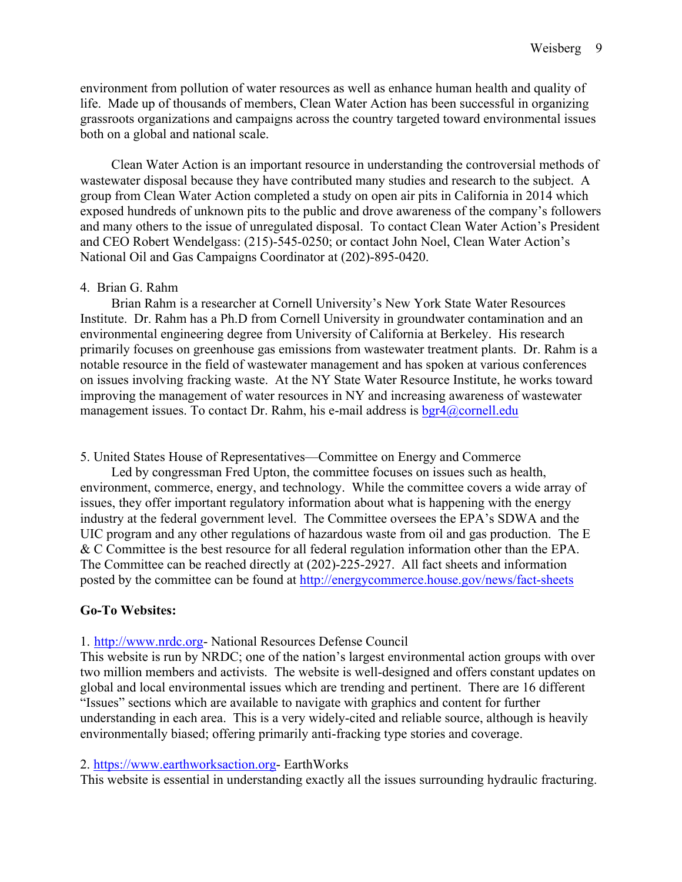environment from pollution of water resources as well as enhance human health and quality of life. Made up of thousands of members, Clean Water Action has been successful in organizing grassroots organizations and campaigns across the country targeted toward environmental issues both on a global and national scale.

Clean Water Action is an important resource in understanding the controversial methods of wastewater disposal because they have contributed many studies and research to the subject. A group from Clean Water Action completed a study on open air pits in California in 2014 which exposed hundreds of unknown pits to the public and drove awareness of the company's followers and many others to the issue of unregulated disposal. To contact Clean Water Action's President and CEO Robert Wendelgass: (215)-545-0250; or contact John Noel, Clean Water Action's National Oil and Gas Campaigns Coordinator at (202)-895-0420.

4. Brian G. Rahm

Brian Rahm is a researcher at Cornell University's New York State Water Resources Institute. Dr. Rahm has a Ph.D from Cornell University in groundwater contamination and an environmental engineering degree from University of California at Berkeley. His research primarily focuses on greenhouse gas emissions from wastewater treatment plants. Dr. Rahm is a notable resource in the field of wastewater management and has spoken at various conferences on issues involving fracking waste. At the NY State Water Resource Institute, he works toward improving the management of water resources in NY and increasing awareness of wastewater management issues. To contact Dr. Rahm, his e-mail address is bgr4@cornell.edu

5. United States House of Representatives—Committee on Energy and Commerce

Led by congressman Fred Upton, the committee focuses on issues such as health, environment, commerce, energy, and technology. While the committee covers a wide array of issues, they offer important regulatory information about what is happening with the energy industry at the federal government level. The Committee oversees the EPA's SDWA and the UIC program and any other regulations of hazardous waste from oil and gas production. The E & C Committee is the best resource for all federal regulation information other than the EPA. The Committee can be reached directly at (202)-225-2927. All fact sheets and information posted by the committee can be found at http://energycommerce.house.gov/news/fact-sheets

**Go-To Websites:**

1. http://www.nrdc.org- National Resources Defense Council

This website is run by NRDC; one of the nation's largest environmental action groups with over two million members and activists. The website is well-designed and offers constant updates on global and local environmental issues which are trending and pertinent. There are 16 different "Issues" sections which are available to navigate with graphics and content for further understanding in each area. This is a very widely-cited and reliable source, although is heavily environmentally biased; offering primarily anti-fracking type stories and coverage.

2. https://www.earthworksaction.org- EarthWorks

This website is essential in understanding exactly all the issues surrounding hydraulic fracturing.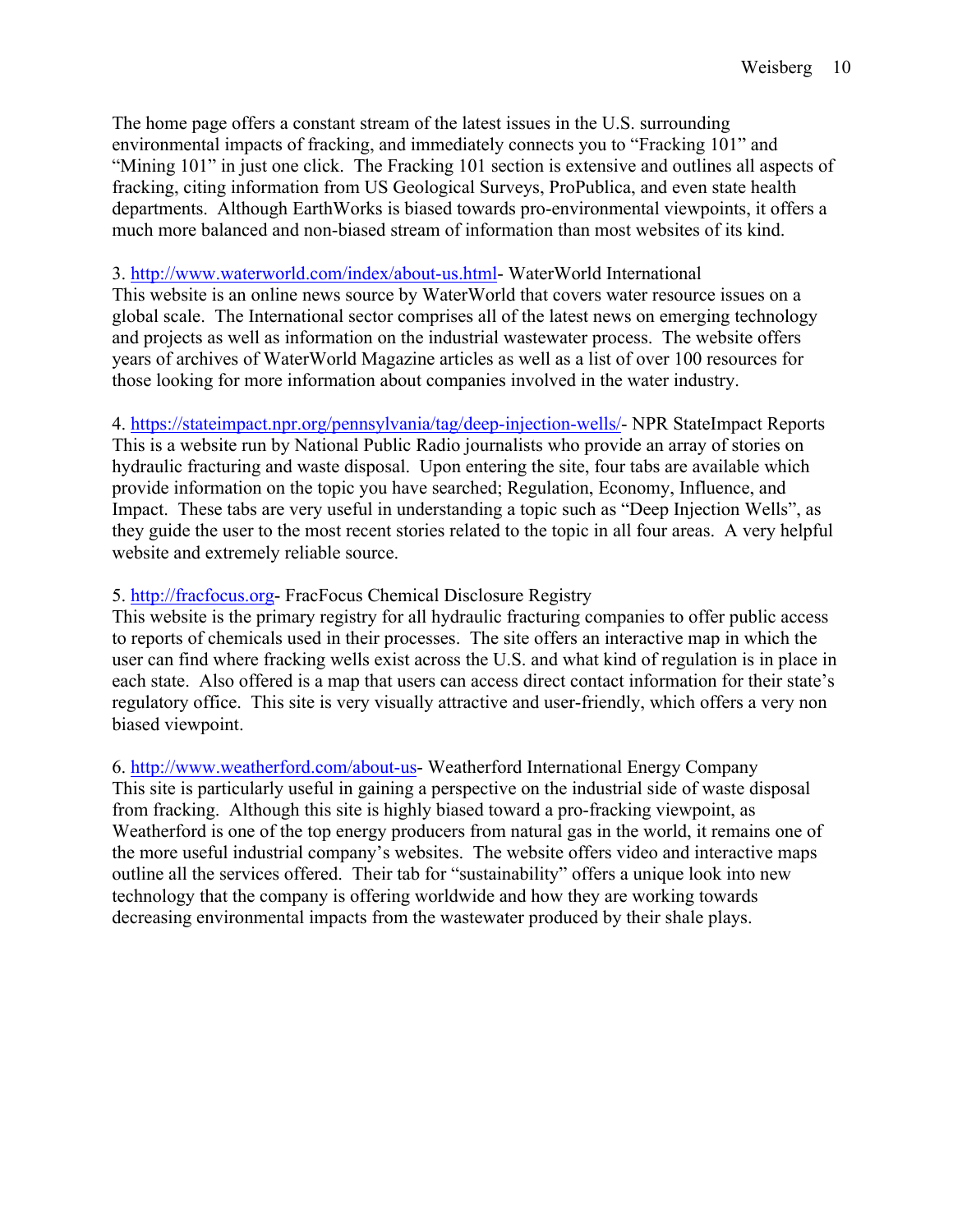The home page offers a constant stream of the latest issues in the U.S. surrounding environmental impacts of fracking, and immediately connects you to "Fracking 101" and "Mining 101" in just one click. The Fracking 101 section is extensive and outlines all aspects of fracking, citing information from US Geological Surveys, ProPublica, and even state health departments. Although EarthWorks is biased towards pro-environmental viewpoints, it offers a much more balanced and non-biased stream of information than most websites of its kind.

3. http://www.waterworld.com/index/about-us.html- WaterWorld International
This website is an online news source by WaterWorld that covers water resource issues on a global scale. The International sector comprises all of the latest news on emerging technology and projects as well as information on the industrial wastewater process. The website offers years of archives of WaterWorld Magazine articles as well as a list of over 100 resources for those looking for more information about companies involved in the water industry.

4. https://stateimpact.npr.org/pennsylvania/tag/deep-injection-wells/- NPR StateImpact Reports
This is a website run by National Public Radio journalists who provide an array of stories on hydraulic fracturing and waste disposal. Upon entering the site, four tabs are available which provide information on the topic you have searched; Regulation, Economy, Influence, and Impact. These tabs are very useful in understanding a topic such as "Deep Injection Wells", as they guide the user to the most recent stories related to the topic in all four areas. A very helpful website and extremely reliable source.

5. http://fracfocus.org- FracFocus Chemical Disclosure Registry
This website is the primary registry for all hydraulic fracturing companies to offer public access to reports of chemicals used in their processes. The site offers an interactive map in which the user can find where fracking wells exist across the U.S. and what kind of regulation is in place in each state. Also offered is a map that users can access direct contact information for their state's regulatory office. This site is very visually attractive and user-friendly, which offers a very non biased viewpoint.

6. http://www.weatherford.com/about-us- Weatherford International Energy Company
This site is particularly useful in gaining a perspective on the industrial side of waste disposal from fracking. Although this site is highly biased toward a pro-fracking viewpoint, as Weatherford is one of the top energy producers from natural gas in the world, it remains one of the more useful industrial company's websites. The website offers video and interactive maps outline all the services offered. Their tab for "sustainability" offers a unique look into new technology that the company is offering worldwide and how they are working towards decreasing environmental impacts from the wastewater produced by their shale plays.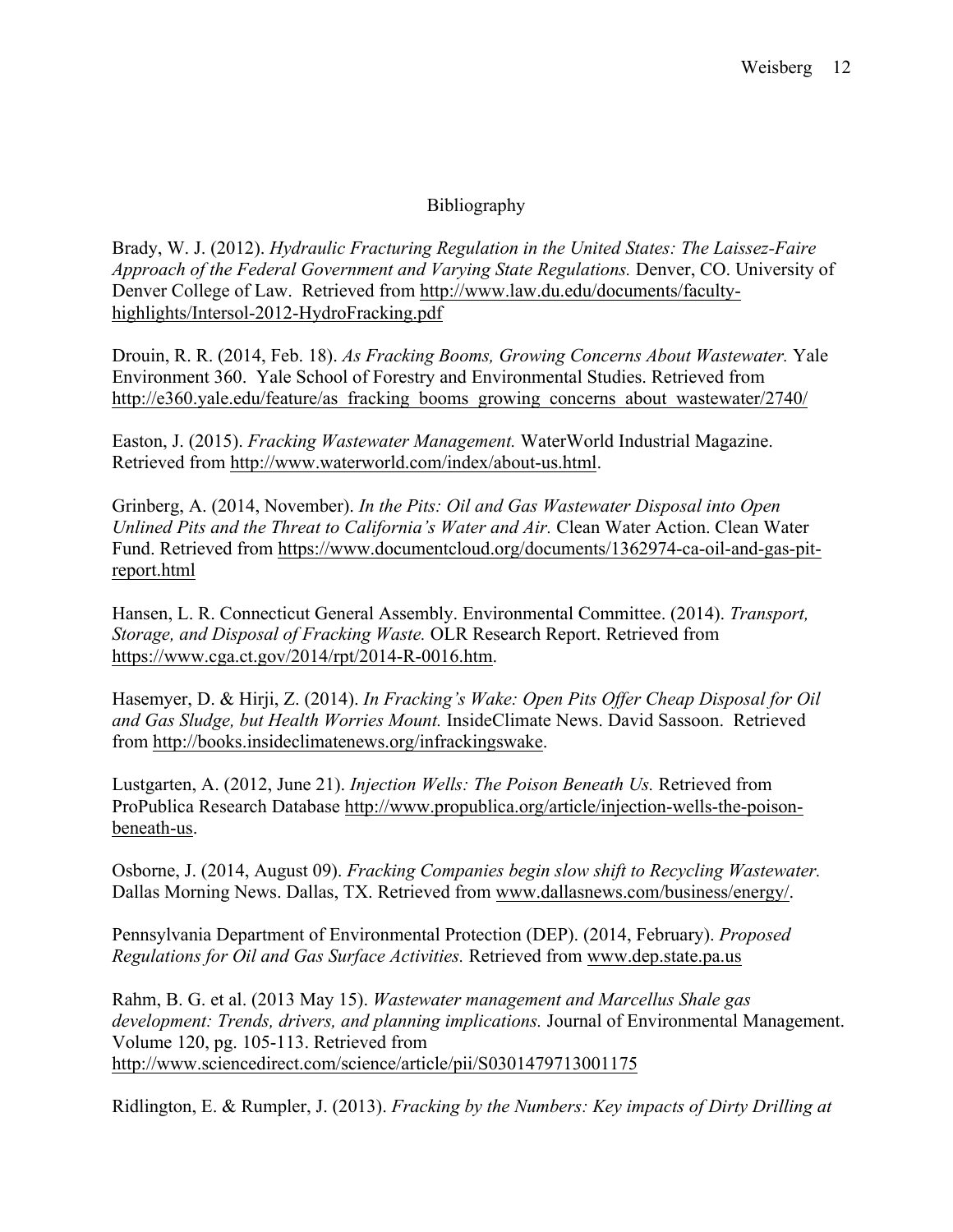# Bibliography

Brady, W. J. (2012). *Hydraulic Fracturing Regulation in the United States: The Laissez-Faire Approach of the Federal Government and Varying State Regulations.* Denver, CO. University of Denver College of Law. Retrieved from http://www.law.du.edu/documents/faculty-highlights/Intersol-2012-HydroFracking.pdf

Drouin, R. R. (2014, Feb. 18). *As Fracking Booms, Growing Concerns About Wastewater.* Yale Environment 360. Yale School of Forestry and Environmental Studies. Retrieved from http://e360.yale.edu/feature/as_fracking_booms_growing_concerns_about_wastewater/2740/

Easton, J. (2015). *Fracking Wastewater Management.* WaterWorld Industrial Magazine. Retrieved from http://www.waterworld.com/index/about-us.html.

Grinberg, A. (2014, November). *In the Pits: Oil and Gas Wastewater Disposal into Open Unlined Pits and the Threat to California's Water and Air.* Clean Water Action. Clean Water Fund. Retrieved from https://www.documentcloud.org/documents/1362974-ca-oil-and-gas-pit-report.html

Hansen, L. R. Connecticut General Assembly. Environmental Committee. (2014). *Transport, Storage, and Disposal of Fracking Waste.* OLR Research Report. Retrieved from https://www.cga.ct.gov/2014/rpt/2014-R-0016.htm.

Hasemyer, D. & Hirji, Z. (2014). *In Fracking's Wake: Open Pits Offer Cheap Disposal for Oil and Gas Sludge, but Health Worries Mount.* InsideClimate News. David Sassoon. Retrieved from http://books.insideclimatenews.org/infrackingswake.

Lustgarten, A. (2012, June 21). *Injection Wells: The Poison Beneath Us.* Retrieved from ProPublica Research Database http://www.propublica.org/article/injection-wells-the-poison-beneath-us.

Osborne, J. (2014, August 09). *Fracking Companies begin slow shift to Recycling Wastewater.* Dallas Morning News. Dallas, TX. Retrieved from www.dallasnews.com/business/energy/.

Pennsylvania Department of Environmental Protection (DEP). (2014, February). *Proposed Regulations for Oil and Gas Surface Activities.* Retrieved from www.dep.state.pa.us

Rahm, B. G. et al. (2013 May 15). *Wastewater management and Marcellus Shale gas development: Trends, drivers, and planning implications.* Journal of Environmental Management. Volume 120, pg. 105-113. Retrieved from http://www.sciencedirect.com/science/article/pii/S0301479713001175

Ridlington, E. & Rumpler, J. (2013). *Fracking by the Numbers: Key impacts of Dirty Drilling at*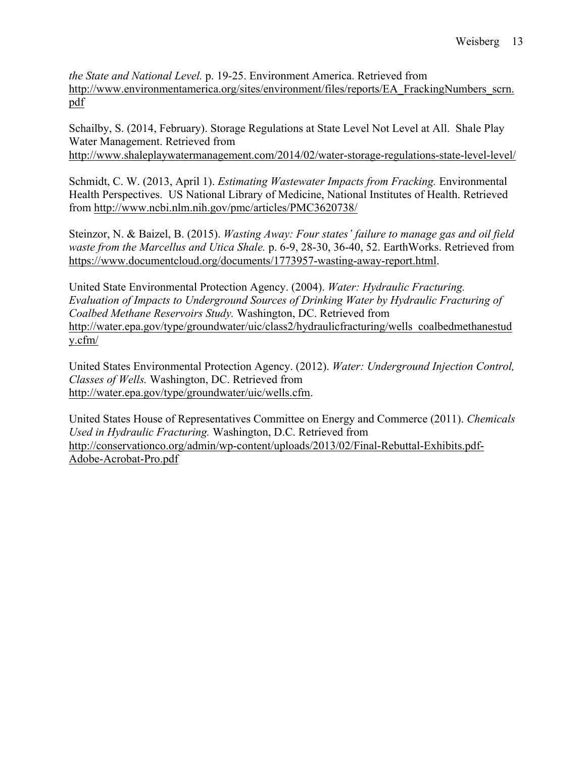*the State and National Level.* p. 19-25. Environment America. Retrieved from http://www.environmentamerica.org/sites/environment/files/reports/EA_FrackingNumbers_scrn.pdf

Schailby, S. (2014, February). Storage Regulations at State Level Not Level at All. Shale Play Water Management. Retrieved from http://www.shaleplaywatermanagement.com/2014/02/water-storage-regulations-state-level-level/

Schmidt, C. W. (2013, April 1). *Estimating Wastewater Impacts from Fracking.* Environmental Health Perspectives. US National Library of Medicine, National Institutes of Health. Retrieved from http://www.ncbi.nlm.nih.gov/pmc/articles/PMC3620738/

Steinzor, N. & Baizel, B. (2015). *Wasting Away: Four states' failure to manage gas and oil field waste from the Marcellus and Utica Shale.* p. 6-9, 28-30, 36-40, 52. EarthWorks. Retrieved from https://www.documentcloud.org/documents/1773957-wasting-away-report.html.

United State Environmental Protection Agency. (2004). *Water: Hydraulic Fracturing. Evaluation of Impacts to Underground Sources of Drinking Water by Hydraulic Fracturing of Coalbed Methane Reservoirs Study.* Washington, DC. Retrieved from http://water.epa.gov/type/groundwater/uic/class2/hydraulicfracturing/wells_coalbedmethanestudy.cfm/

United States Environmental Protection Agency. (2012). *Water: Underground Injection Control, Classes of Wells.* Washington, DC. Retrieved from http://water.epa.gov/type/groundwater/uic/wells.cfm.

United States House of Representatives Committee on Energy and Commerce (2011). *Chemicals Used in Hydraulic Fracturing.* Washington, D.C. Retrieved from http://conservationco.org/admin/wp-content/uploads/2013/02/Final-Rebuttal-Exhibits.pdf-Adobe-Acrobat-Pro.pdf